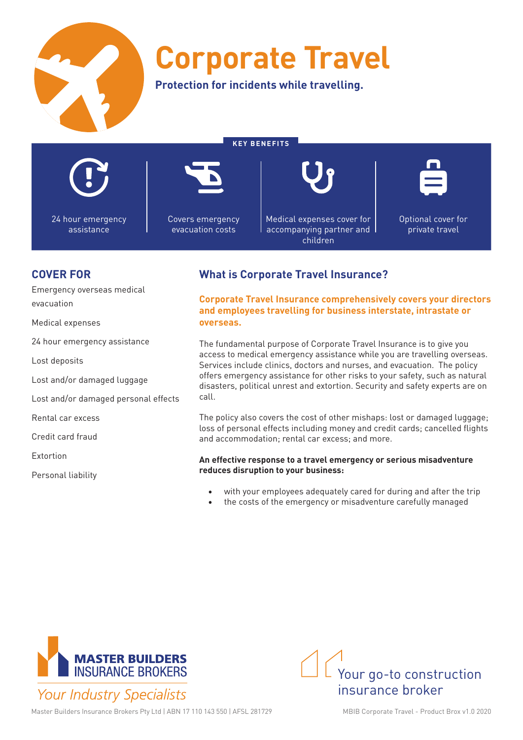# Corporate Travel

**Protection for incidents while travelling.**

**KEY BENEFITS**

- 24 hour emergency assistance
- Covers emergency evacuation costs
- Medical expenses cover for accompanying partner and children
- Optional cover for private travel

## COVER FOR

- Emergency overseas medical evacuation
- Medical expenses
- 24 hour emergency assistance
- Lost deposits
- Lost and/or damaged luggage
- Lost and/or damaged personal effects
- Rental car excess
- Credit card fraud
- Extortion
- Personal liability

## What is Corporate Travel Insurance?

**Corporate Travel Insurance comprehensively covers your directors and employees travelling for business interstate, intrastate or overseas.**

The fundamental purpose of Corporate Travel Insurance is to give you access to medical emergency assistance while you are travelling overseas. Services include clinics, doctors and nurses, and evacuation. The policy offers emergency assistance for other risks to your safety, such as natural disasters, political unrest and extortion. Security and safety experts are on call.

The policy also covers the cost of other mishaps: lost or damaged luggage; loss of personal effects including money and credit cards; cancelled flights and accommodation; rental car excess; and more.

**An effective response to a travel emergency or serious misadventure reduces disruption to your business:**

- with your employees adequately cared for during and after the trip
- the costs of the emergency or misadventure carefully managed

MASTER BUILDERS INSURANCE BROKERS

*Your Industry Specialists*

Your go-to construction insurance broker

Master Builders Insurance Brokers Pty Ltd | ABN 17 110 143 550 | AFSL 281729

MBIB Corporate Travel - Product Brox v1.0 2020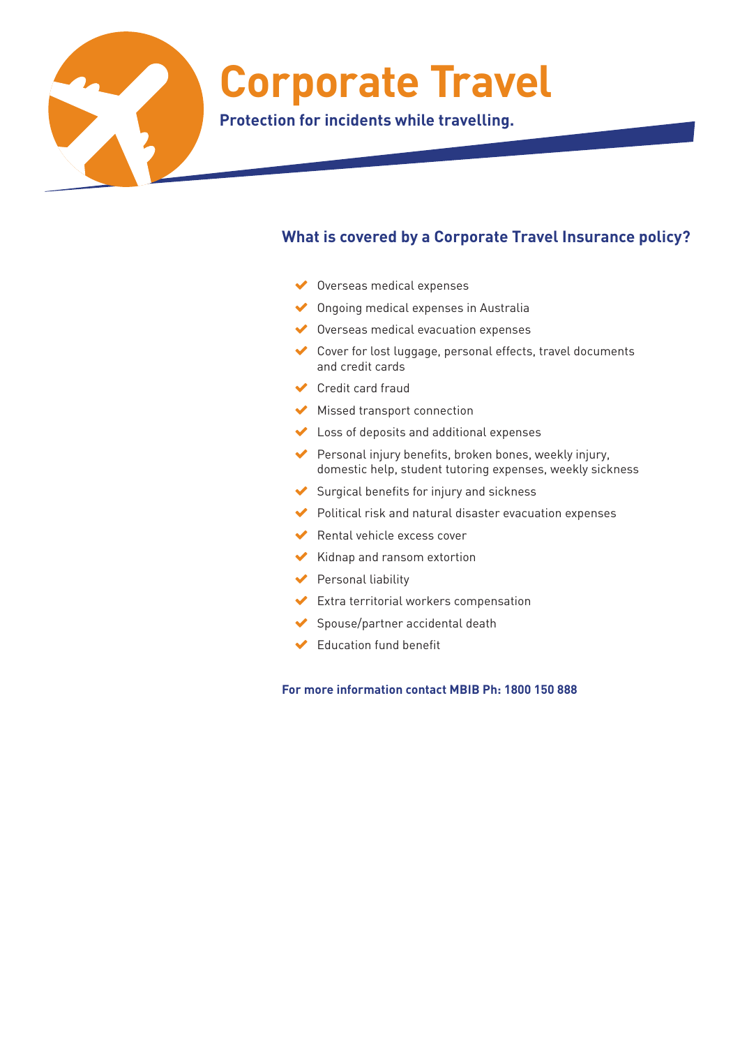# Corporate Travel

**Protection for incidents while travelling.**

## What is covered by a Corporate Travel Insurance policy?

- Overseas medical expenses
- Ongoing medical expenses in Australia
- Overseas medical evacuation expenses
- Cover for lost luggage, personal effects, travel documents and credit cards
- Credit card fraud
- Missed transport connection
- Loss of deposits and additional expenses
- Personal injury benefits, broken bones, weekly injury, domestic help, student tutoring expenses, weekly sickness
- Surgical benefits for injury and sickness
- Political risk and natural disaster evacuation expenses
- Rental vehicle excess cover
- Kidnap and ransom extortion
- Personal liability
- Extra territorial workers compensation
- Spouse/partner accidental death
- Education fund benefit

**For more information contact MBIB Ph: 1800 150 888**